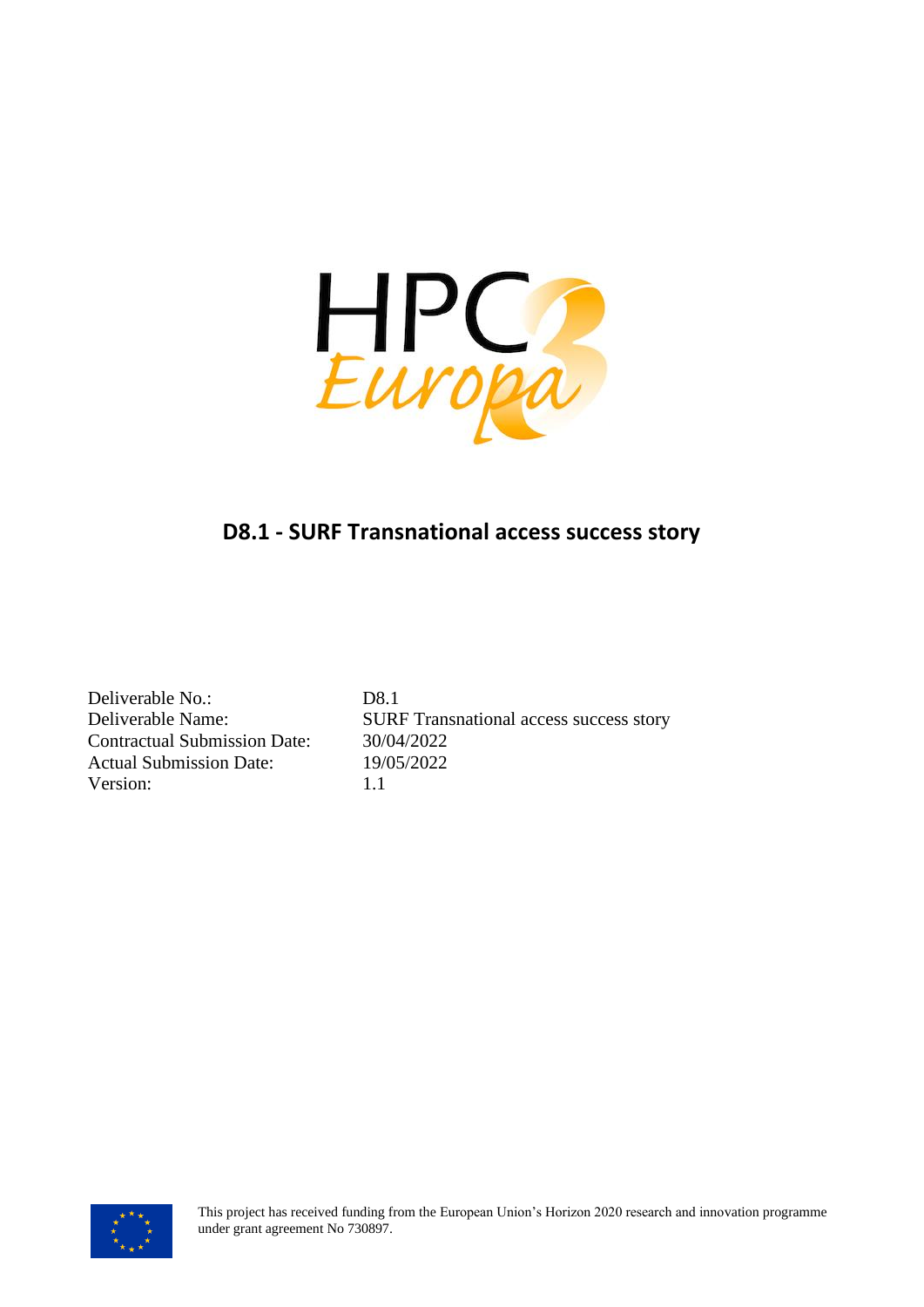# D8.1 - SURF Transnational access success story

| | |
|---|---|
| Deliverable No.: | D8.1 |
| Deliverable Name: | SURF Transnational access success story |
| Contractual Submission Date: | 30/04/2022 |
| Actual Submission Date: | 19/05/2022 |
| Version: | 1.1 |

This project has received funding from the European Union's Horizon 2020 research and innovation programme under grant agreement No 730897.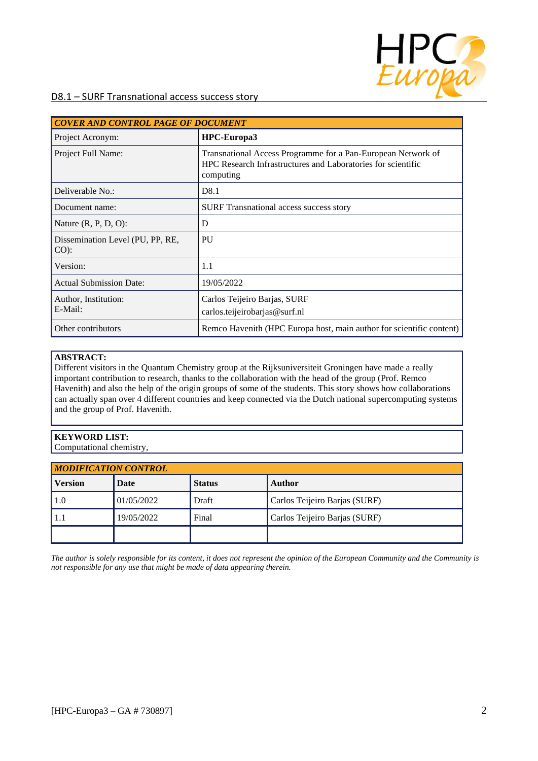| COVER AND CONTROL PAGE OF DOCUMENT | |
|---|---|
| Project Acronym: | **HPC-Europa3** |
| Project Full Name: | Transnational Access Programme for a Pan-European Network of HPC Research Infrastructures and Laboratories for scientific computing |
| Deliverable No.: | D8.1 |
| Document name: | SURF Transnational access success story |
| Nature (R, P, D, O): | D |
| Dissemination Level (PU, PP, RE, CO): | PU |
| Version: | 1.1 |
| Actual Submission Date: | 19/05/2022 |
| Author, Institution: E-Mail: | Carlos Teijeiro Barjas, SURF carlos.teijeirobarjas@surf.nl |
| Other contributors | Remco Havenith (HPC Europa host, main author for scientific content) |

**ABSTRACT:**
Different visitors in the Quantum Chemistry group at the Rijksuniversiteit Groningen have made a really important contribution to research, thanks to the collaboration with the head of the group (Prof. Remco Havenith) and also the help of the origin groups of some of the students. This story shows how collaborations can actually span over 4 different countries and keep connected via the Dutch national supercomputing systems and the group of Prof. Havenith.

**KEYWORD LIST:**
Computational chemistry,

| MODIFICATION CONTROL | | | |
|---|---|---|---|
| **Version** | **Date** | **Status** | **Author** |
| 1.0 | 01/05/2022 | Draft | Carlos Teijeiro Barjas (SURF) |
| 1.1 | 19/05/2022 | Final | Carlos Teijeiro Barjas (SURF) |
| | | | |

*The author is solely responsible for its content, it does not represent the opinion of the European Community and the Community is not responsible for any use that might be made of data appearing therein.*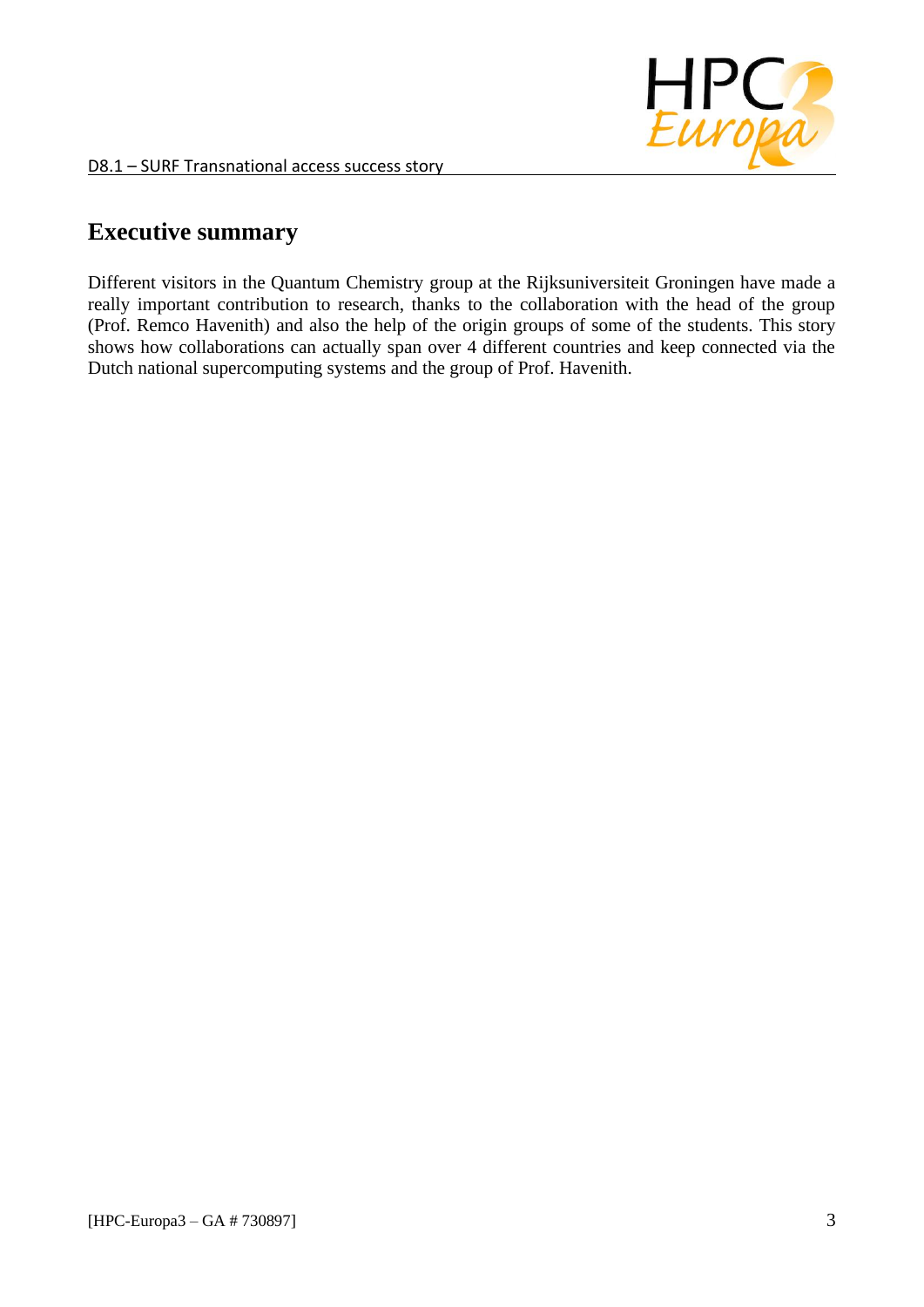## Executive summary

Different visitors in the Quantum Chemistry group at the Rijksuniversiteit Groningen have made a really important contribution to research, thanks to the collaboration with the head of the group (Prof. Remco Havenith) and also the help of the origin groups of some of the students. This story shows how collaborations can actually span over 4 different countries and keep connected via the Dutch national supercomputing systems and the group of Prof. Havenith.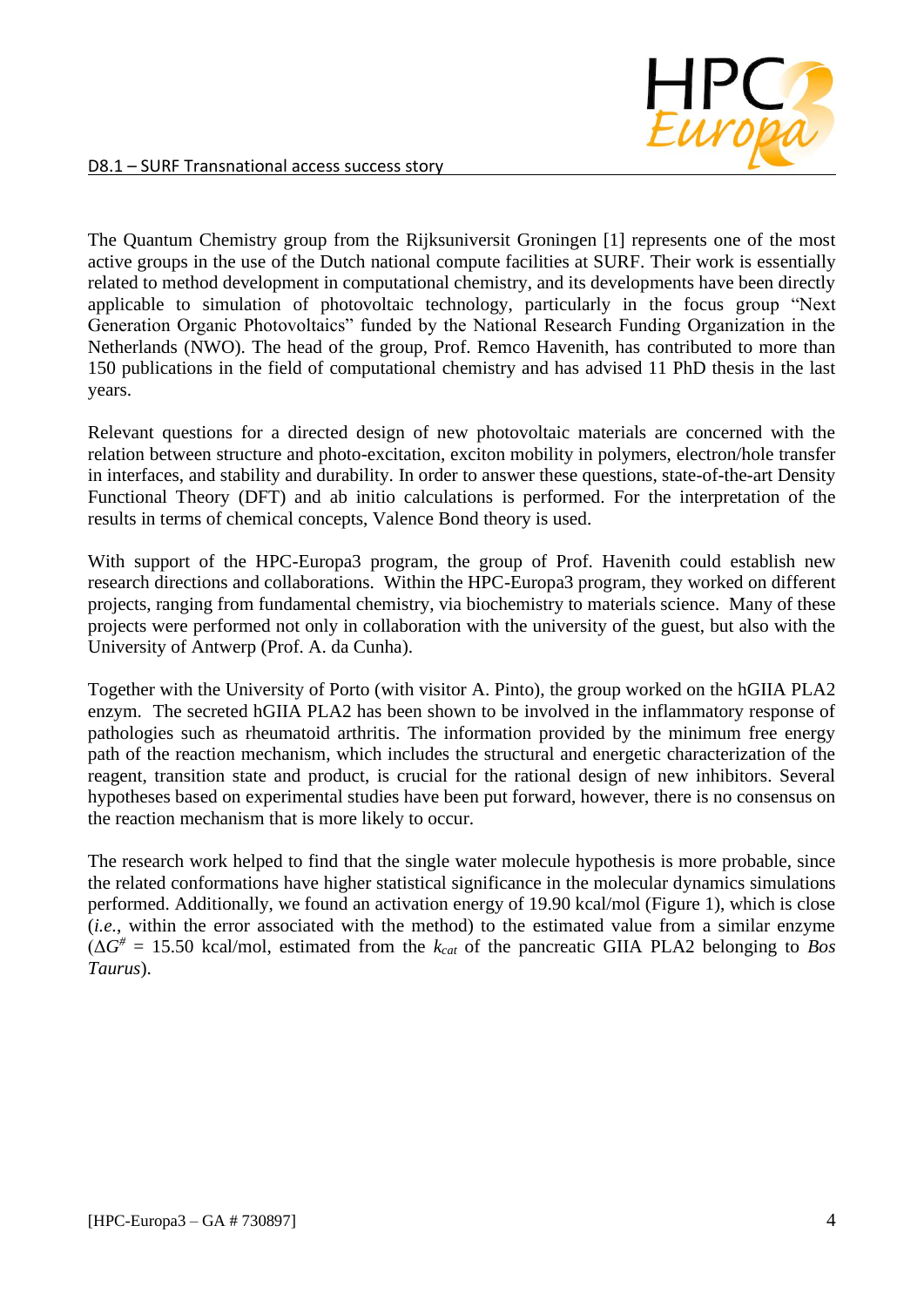The Quantum Chemistry group from the Rijksuniversit Groningen [1] represents one of the most active groups in the use of the Dutch national compute facilities at SURF. Their work is essentially related to method development in computational chemistry, and its developments have been directly applicable to simulation of photovoltaic technology, particularly in the focus group "Next Generation Organic Photovoltaics" funded by the National Research Funding Organization in the Netherlands (NWO). The head of the group, Prof. Remco Havenith, has contributed to more than 150 publications in the field of computational chemistry and has advised 11 PhD thesis in the last years.

Relevant questions for a directed design of new photovoltaic materials are concerned with the relation between structure and photo-excitation, exciton mobility in polymers, electron/hole transfer in interfaces, and stability and durability. In order to answer these questions, state-of-the-art Density Functional Theory (DFT) and ab initio calculations is performed. For the interpretation of the results in terms of chemical concepts, Valence Bond theory is used.

With support of the HPC-Europa3 program, the group of Prof. Havenith could establish new research directions and collaborations. Within the HPC-Europa3 program, they worked on different projects, ranging from fundamental chemistry, via biochemistry to materials science. Many of these projects were performed not only in collaboration with the university of the guest, but also with the University of Antwerp (Prof. A. da Cunha).

Together with the University of Porto (with visitor A. Pinto), the group worked on the hGIIA PLA2 enzym. The secreted hGIIA PLA2 has been shown to be involved in the inflammatory response of pathologies such as rheumatoid arthritis. The information provided by the minimum free energy path of the reaction mechanism, which includes the structural and energetic characterization of the reagent, transition state and product, is crucial for the rational design of new inhibitors. Several hypotheses based on experimental studies have been put forward, however, there is no consensus on the reaction mechanism that is more likely to occur.

The research work helped to find that the single water molecule hypothesis is more probable, since the related conformations have higher statistical significance in the molecular dynamics simulations performed. Additionally, we found an activation energy of 19.90 kcal/mol (Figure 1), which is close (*i.e.*, within the error associated with the method) to the estimated value from a similar enzyme ($\Delta G^{\#}$ = 15.50 kcal/mol, estimated from the $k_{cat}$ of the pancreatic GIIA PLA2 belonging to *Bos Taurus*).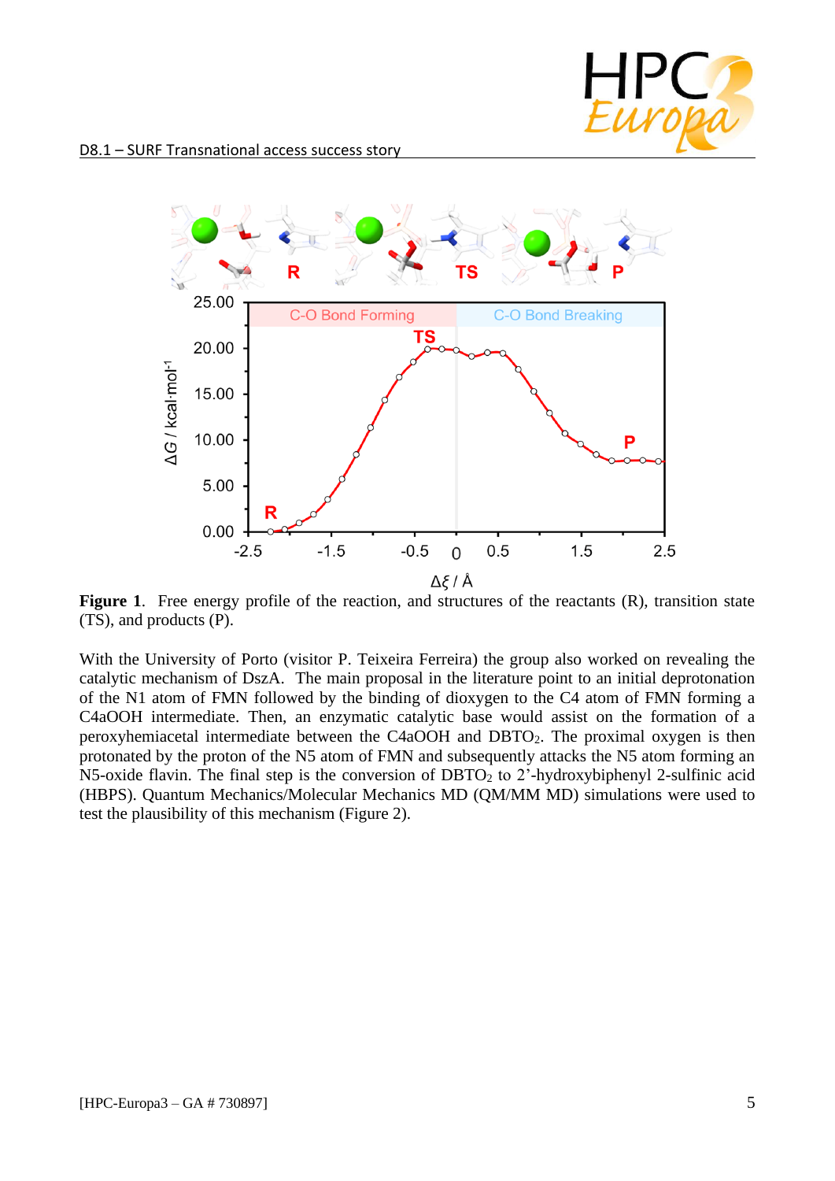**Figure 1**. Free energy profile of the reaction, and structures of the reactants (R), transition state (TS), and products (P).

With the University of Porto (visitor P. Teixeira Ferreira) the group also worked on revealing the catalytic mechanism of DszA. The main proposal in the literature point to an initial deprotonation of the N1 atom of FMN followed by the binding of dioxygen to the C4 atom of FMN forming a C4aOOH intermediate. Then, an enzymatic catalytic base would assist on the formation of a peroxyhemiacetal intermediate between the C4aOOH and $DBTO_2$. The proximal oxygen is then protonated by the proton of the N5 atom of FMN and subsequently attacks the N5 atom forming an N5-oxide flavin. The final step is the conversion of $DBTO_2$ to 2'-hydroxybiphenyl 2-sulfinic acid (HBPS). Quantum Mechanics/Molecular Mechanics MD (QM/MM MD) simulations were used to test the plausibility of this mechanism (Figure 2).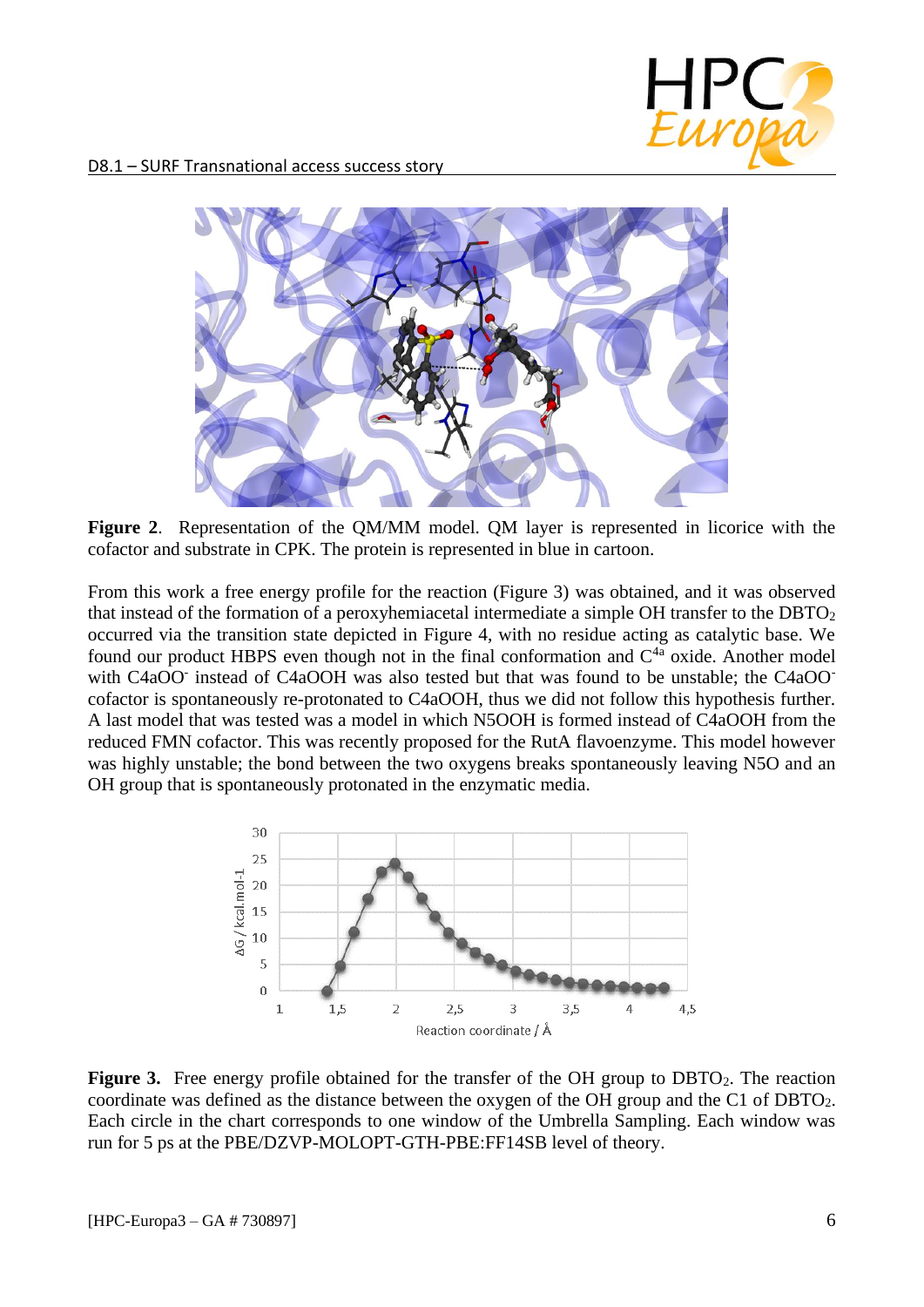**Figure 2**. Representation of the QM/MM model. QM layer is represented in licorice with the cofactor and substrate in CPK. The protein is represented in blue in cartoon.

From this work a free energy profile for the reaction (Figure 3) was obtained, and it was observed that instead of the formation of a peroxyhemiacetal intermediate a simple OH transfer to the $DBTO_2$ occurred via the transition state depicted in Figure 4, with no residue acting as catalytic base. We found our product HBPS even though not in the final conformation and $C^{4a}$ oxide. Another model with $C4aOO^-$ instead of C4aOOH was also tested but that was found to be unstable; the $C4aOO^-$ cofactor is spontaneously re-protonated to C4aOOH, thus we did not follow this hypothesis further. A last model that was tested was a model in which N5OOH is formed instead of C4aOOH from the reduced FMN cofactor. This was recently proposed for the RutA flavoenzyme. This model however was highly unstable; the bond between the two oxygens breaks spontaneously leaving N5O and an OH group that is spontaneously protonated in the enzymatic media.

**Figure 3.** Free energy profile obtained for the transfer of the OH group to $DBTO_2$. The reaction coordinate was defined as the distance between the oxygen of the OH group and the C1 of $DBTO_2$. Each circle in the chart corresponds to one window of the Umbrella Sampling. Each window was run for 5 ps at the PBE/DZVP-MOLOPT-GTH-PBE:FF14SB level of theory.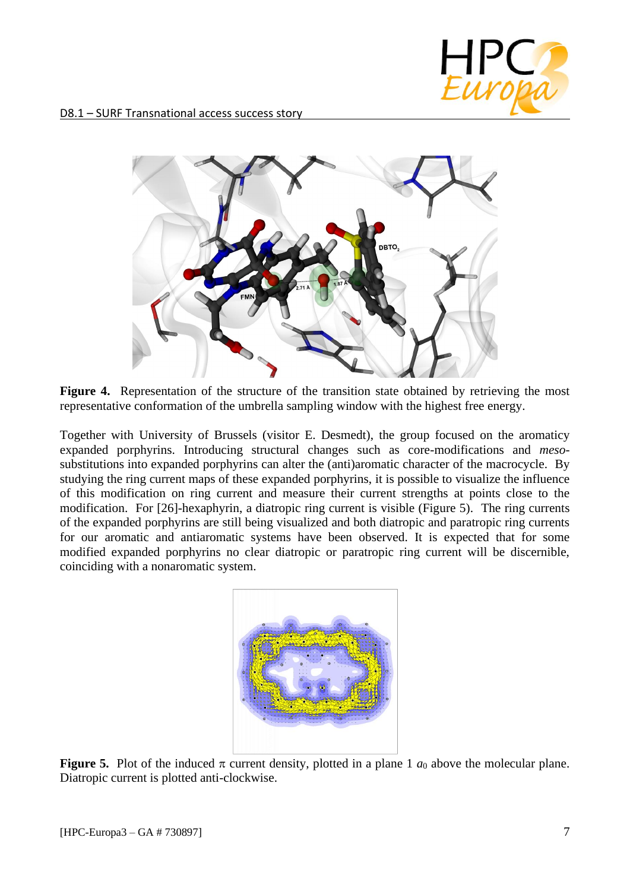**Figure 4.** Representation of the structure of the transition state obtained by retrieving the most representative conformation of the umbrella sampling window with the highest free energy.

Together with University of Brussels (visitor E. Desmedt), the group focused on the aromaticy expanded porphyrins. Introducing structural changes such as core-modifications and *meso*-substitutions into expanded porphyrins can alter the (anti)aromatic character of the macrocycle. By studying the ring current maps of these expanded porphyrins, it is possible to visualize the influence of this modification on ring current and measure their current strenghts at points close to the modification. For [26]-hexaphyrin, a diatropic ring current is visible (Figure 5). The ring currents of the expanded porphyrins are still being visualized and both diatropic and paratropic ring currents for our aromatic and antiaromatic systems have been observed. It is expected that for some modified expanded porphyrins no clear diatropic or paratropic ring current will be discernible, coinciding with a nonaromatic system.

**Figure 5.** Plot of the induced $\pi$ current density, plotted in a plane 1 $a_0$ above the molecular plane. Diatropic current is plotted anti-clockwise.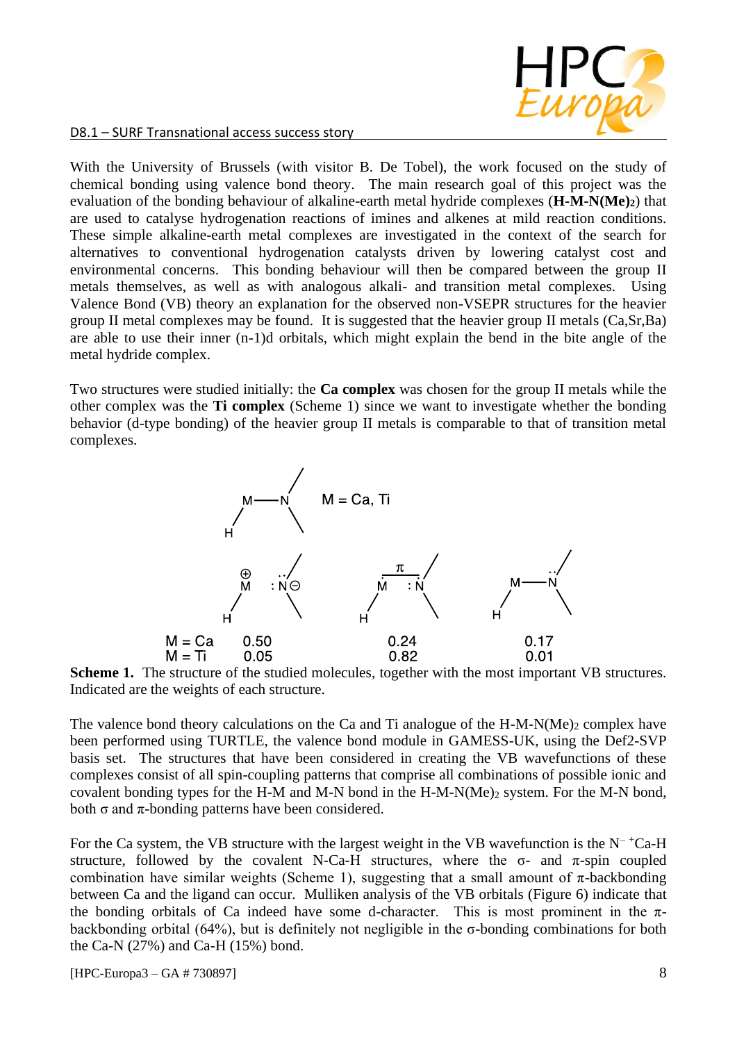With the University of Brussels (with visitor B. De Tobel), the work focused on the study of chemical bonding using valence bond theory. The main research goal of this project was the evaluation of the bonding behaviour of alkaline-earth metal hydride complexes (**H-M-N(Me)$_2$**) that are used to catalyse hydrogenation reactions of imines and alkenes at mild reaction conditions. These simple alkaline-earth metal complexes are investigated in the context of the search for alternatives to conventional hydrogenation catalysts driven by lowering catalyst cost and environmental concerns. This bonding behaviour will then be compared between the group II metals themselves, as well as with analogous alkali- and transition metal complexes. Using Valence Bond (VB) theory an explanation for the observed non-VSEPR structures for the heavier group II metal complexes may be found. It is suggested that the heavier group II metals (Ca,Sr,Ba) are able to use their inner (n-1)d orbitals, which might explain the bend in the bite angle of the metal hydride complex.

Two structures were studied initially: the **Ca complex** was chosen for the group II metals while the other complex was the **Ti complex** (Scheme 1) since we want to investigate whether the bonding behavior (d-type bonding) of the heavier group II metals is comparable to that of transition metal complexes.

M = Ca, Ti

| | $H-M^{\oplus}$ $:N^{\ominus}$ | $H-M \overset{\pi}{—} :N$ | $H-M—N$ |
|---|---|---|---|
| M = Ca | 0.50 | 0.24 | 0.17 |
| M = Ti | 0.05 | 0.82 | 0.01 |

**Scheme 1.** The structure of the studied molecules, together with the most important VB structures. Indicated are the weights of each structure.

The valence bond theory calculations on the Ca and Ti analogue of the H-M-N(Me)$_2$ complex have been performed using TURTLE, the valence bond module in GAMESS-UK, using the Def2-SVP basis set. The structures that have been considered in creating the VB wavefunctions of these complexes consist of all spin-coupling patterns that comprise all combinations of possible ionic and covalent bonding types for the H-M and M-N bond in the H-M-N(Me)$_2$ system. For the M-N bond, both σ and π-bonding patterns have been considered.

For the Ca system, the VB structure with the largest weight in the VB wavefunction is the $N^{-}$ $^{+}$Ca-H structure, followed by the covalent N-Ca-H structures, where the σ- and π-spin coupled combination have similar weights (Scheme 1), suggesting that a small amount of π-backbonding between Ca and the ligand can occur. Mulliken analysis of the VB orbitals (Figure 6) indicate that the bonding orbitals of Ca indeed have some d-character. This is most prominent in the π-backbonding orbital (64%), but is definitely not negligible in the σ-bonding combinations for both the Ca-N (27%) and Ca-H (15%) bond.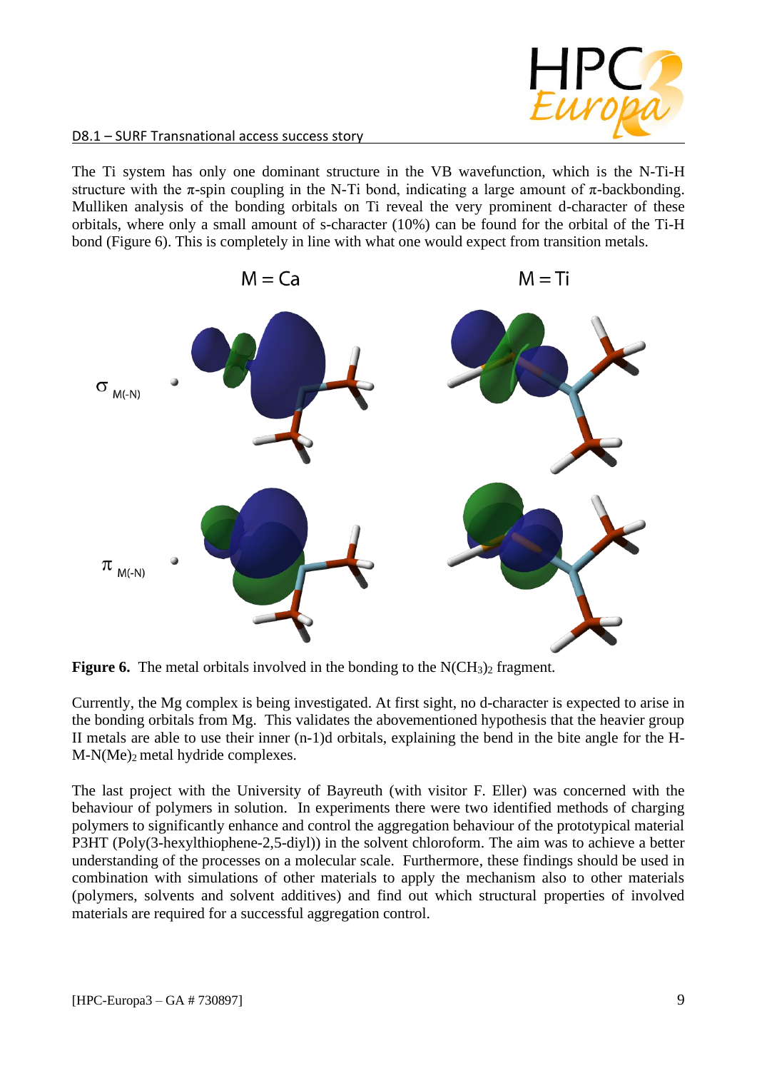The Ti system has only one dominant structure in the VB wavefunction, which is the N-Ti-H structure with the π-spin coupling in the N-Ti bond, indicating a large amount of π-backbonding. Mulliken analysis of the bonding orbitals on Ti reveal the very prominent d-character of these orbitals, where only a small amount of s-character (10%) can be found for the orbital of the Ti-H bond (Figure 6). This is completely in line with what one would expect from transition metals.

**Figure 6.** The metal orbitals involved in the bonding to the $N(CH_3)_2$ fragment.

Currently, the Mg complex is being investigated. At first sight, no d-character is expected to arise in the bonding orbitals from Mg. This validates the abovementioned hypothesis that the heavier group II metals are able to use their inner (n-1)d orbitals, explaining the bend in the bite angle for the H-M-$N(Me)_2$ metal hydride complexes.

The last project with the University of Bayreuth (with visitor F. Eller) was concerned with the behaviour of polymers in solution. In experiments there were two identified methods of charging polymers to significantly enhance and control the aggregation behaviour of the prototypical material P3HT (Poly(3-hexylthiophene-2,5-diyl)) in the solvent chloroform. The aim was to achieve a better understanding of the processes on a molecular scale. Furthermore, these findings should be used in combination with simulations of other materials to apply the mechanism also to other materials (polymers, solvents and solvent additives) and find out which structural properties of involved materials are required for a successful aggregation control.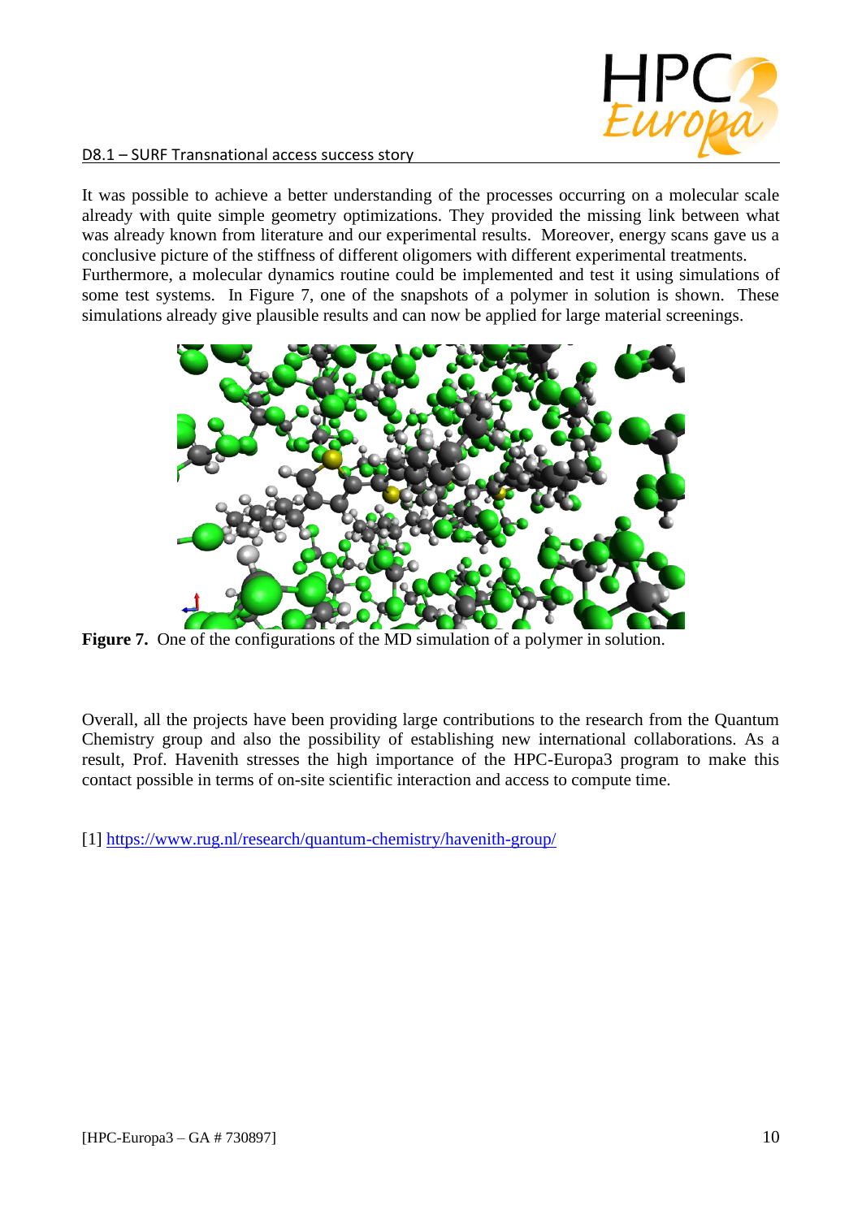It was possible to achieve a better understanding of the processes occurring on a molecular scale already with quite simple geometry optimizations. They provided the missing link between what was already known from literature and our experimental results. Moreover, energy scans gave us a conclusive picture of the stiffness of different oligomers with different experimental treatments. Furthermore, a molecular dynamics routine could be implemented and test it using simulations of some test systems. In Figure 7, one of the snapshots of a polymer in solution is shown. These simulations already give plausible results and can now be applied for large material screenings.

**Figure 7.** One of the configurations of the MD simulation of a polymer in solution.

Overall, all the projects have been providing large contributions to the research from the Quantum Chemistry group and also the possibility of establishing new international collaborations. As a result, Prof. Havenith stresses the high importance of the HPC-Europa3 program to make this contact possible in terms of on-site scientific interaction and access to compute time.

[1] https://www.rug.nl/research/quantum-chemistry/havenith-group/